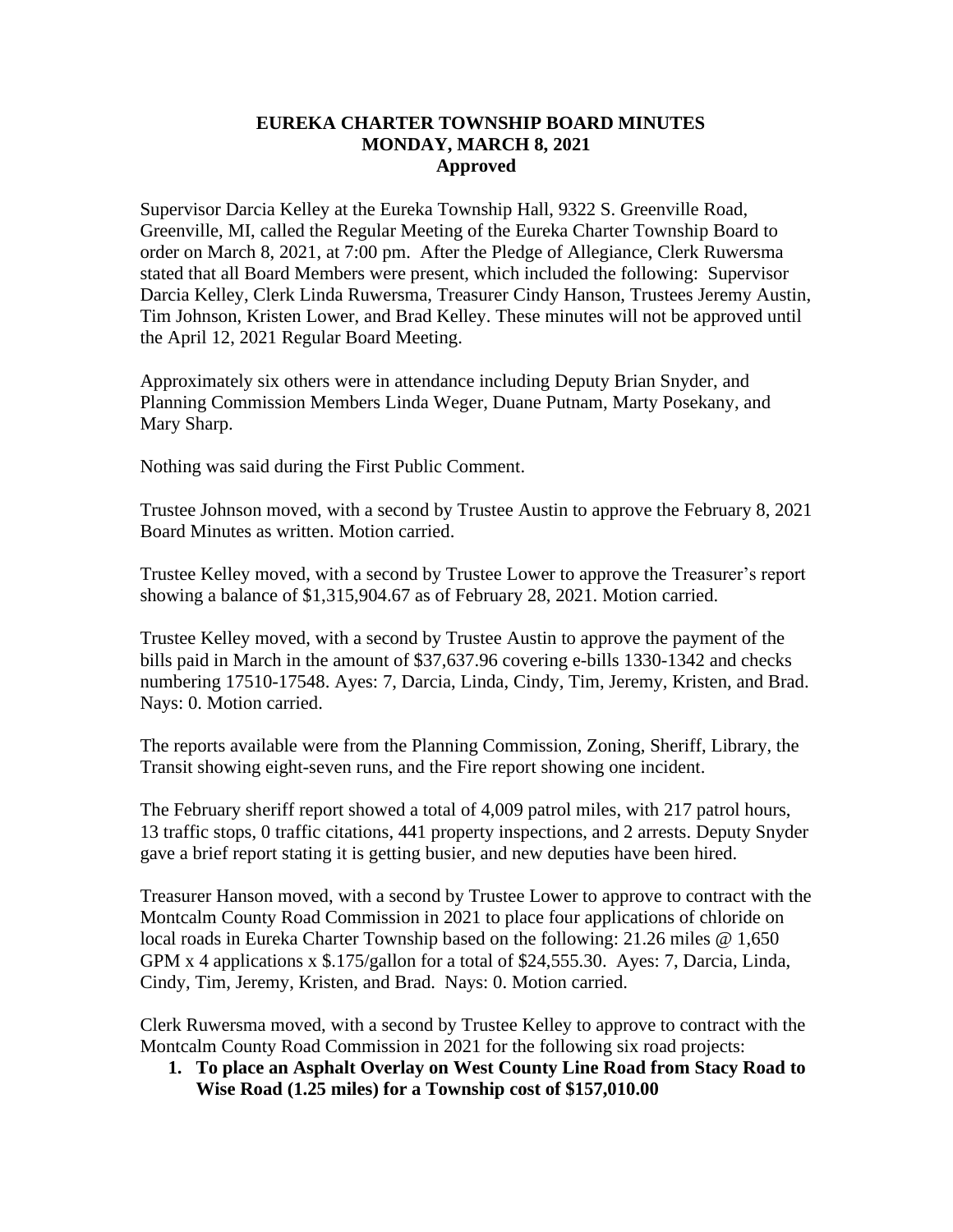# EUREKA CHARTER TOWNSHIP BOARD MINUTES
## MONDAY, MARCH 8, 2021
### Approved

Supervisor Darcia Kelley at the Eureka Township Hall, 9322 S. Greenville Road, Greenville, MI, called the Regular Meeting of the Eureka Charter Township Board to order on March 8, 2021, at 7:00 pm. After the Pledge of Allegiance, Clerk Ruwersma stated that all Board Members were present, which included the following: Supervisor Darcia Kelley, Clerk Linda Ruwersma, Treasurer Cindy Hanson, Trustees Jeremy Austin, Tim Johnson, Kristen Lower, and Brad Kelley. These minutes will not be approved until the April 12, 2021 Regular Board Meeting.

Approximately six others were in attendance including Deputy Brian Snyder, and Planning Commission Members Linda Weger, Duane Putnam, Marty Posekany, and Mary Sharp.

Nothing was said during the First Public Comment.

Trustee Johnson moved, with a second by Trustee Austin to approve the February 8, 2021 Board Minutes as written. Motion carried.

Trustee Kelley moved, with a second by Trustee Lower to approve the Treasurer's report showing a balance of $1,315,904.67 as of February 28, 2021. Motion carried.

Trustee Kelley moved, with a second by Trustee Austin to approve the payment of the bills paid in March in the amount of $37,637.96 covering e-bills 1330-1342 and checks numbering 17510-17548. Ayes: 7, Darcia, Linda, Cindy, Tim, Jeremy, Kristen, and Brad. Nays: 0. Motion carried.

The reports available were from the Planning Commission, Zoning, Sheriff, Library, the Transit showing eight-seven runs, and the Fire report showing one incident.

The February sheriff report showed a total of 4,009 patrol miles, with 217 patrol hours, 13 traffic stops, 0 traffic citations, 441 property inspections, and 2 arrests. Deputy Snyder gave a brief report stating it is getting busier, and new deputies have been hired.

Treasurer Hanson moved, with a second by Trustee Lower to approve to contract with the Montcalm County Road Commission in 2021 to place four applications of chloride on local roads in Eureka Charter Township based on the following: 21.26 miles @ 1,650 GPM x 4 applications x $.175/gallon for a total of $24,555.30. Ayes: 7, Darcia, Linda, Cindy, Tim, Jeremy, Kristen, and Brad. Nays: 0. Motion carried.

Clerk Ruwersma moved, with a second by Trustee Kelley to approve to contract with the Montcalm County Road Commission in 2021 for the following six road projects:

1. **To place an Asphalt Overlay on West County Line Road from Stacy Road to Wise Road (1.25 miles) for a Township cost of $157,010.00**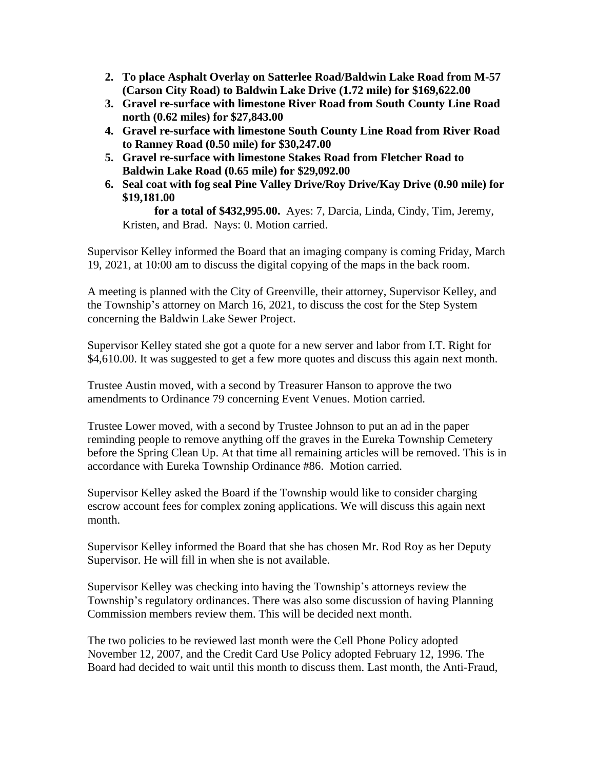2. **To place Asphalt Overlay on Satterlee Road/Baldwin Lake Road from M-57 (Carson City Road) to Baldwin Lake Drive (1.72 mile) for $169,622.00**
3. **Gravel re-surface with limestone River Road from South County Line Road north (0.62 miles) for $27,843.00**
4. **Gravel re-surface with limestone South County Line Road from River Road to Ranney Road (0.50 mile) for $30,247.00**
5. **Gravel re-surface with limestone Stakes Road from Fletcher Road to Baldwin Lake Road (0.65 mile) for $29,092.00**
6. **Seal coat with fog seal Pine Valley Drive/Roy Drive/Kay Drive (0.90 mile) for $19,181.00**

   **for a total of $432,995.00.** Ayes: 7, Darcia, Linda, Cindy, Tim, Jeremy, Kristen, and Brad. Nays: 0. Motion carried.

Supervisor Kelley informed the Board that an imaging company is coming Friday, March 19, 2021, at 10:00 am to discuss the digital copying of the maps in the back room.

A meeting is planned with the City of Greenville, their attorney, Supervisor Kelley, and the Township's attorney on March 16, 2021, to discuss the cost for the Step System concerning the Baldwin Lake Sewer Project.

Supervisor Kelley stated she got a quote for a new server and labor from I.T. Right for $4,610.00. It was suggested to get a few more quotes and discuss this again next month.

Trustee Austin moved, with a second by Treasurer Hanson to approve the two amendments to Ordinance 79 concerning Event Venues. Motion carried.

Trustee Lower moved, with a second by Trustee Johnson to put an ad in the paper reminding people to remove anything off the graves in the Eureka Township Cemetery before the Spring Clean Up. At that time all remaining articles will be removed. This is in accordance with Eureka Township Ordinance #86. Motion carried.

Supervisor Kelley asked the Board if the Township would like to consider charging escrow account fees for complex zoning applications. We will discuss this again next month.

Supervisor Kelley informed the Board that she has chosen Mr. Rod Roy as her Deputy Supervisor. He will fill in when she is not available.

Supervisor Kelley was checking into having the Township's attorneys review the Township's regulatory ordinances. There was also some discussion of having Planning Commission members review them. This will be decided next month.

The two policies to be reviewed last month were the Cell Phone Policy adopted November 12, 2007, and the Credit Card Use Policy adopted February 12, 1996. The Board had decided to wait until this month to discuss them. Last month, the Anti-Fraud,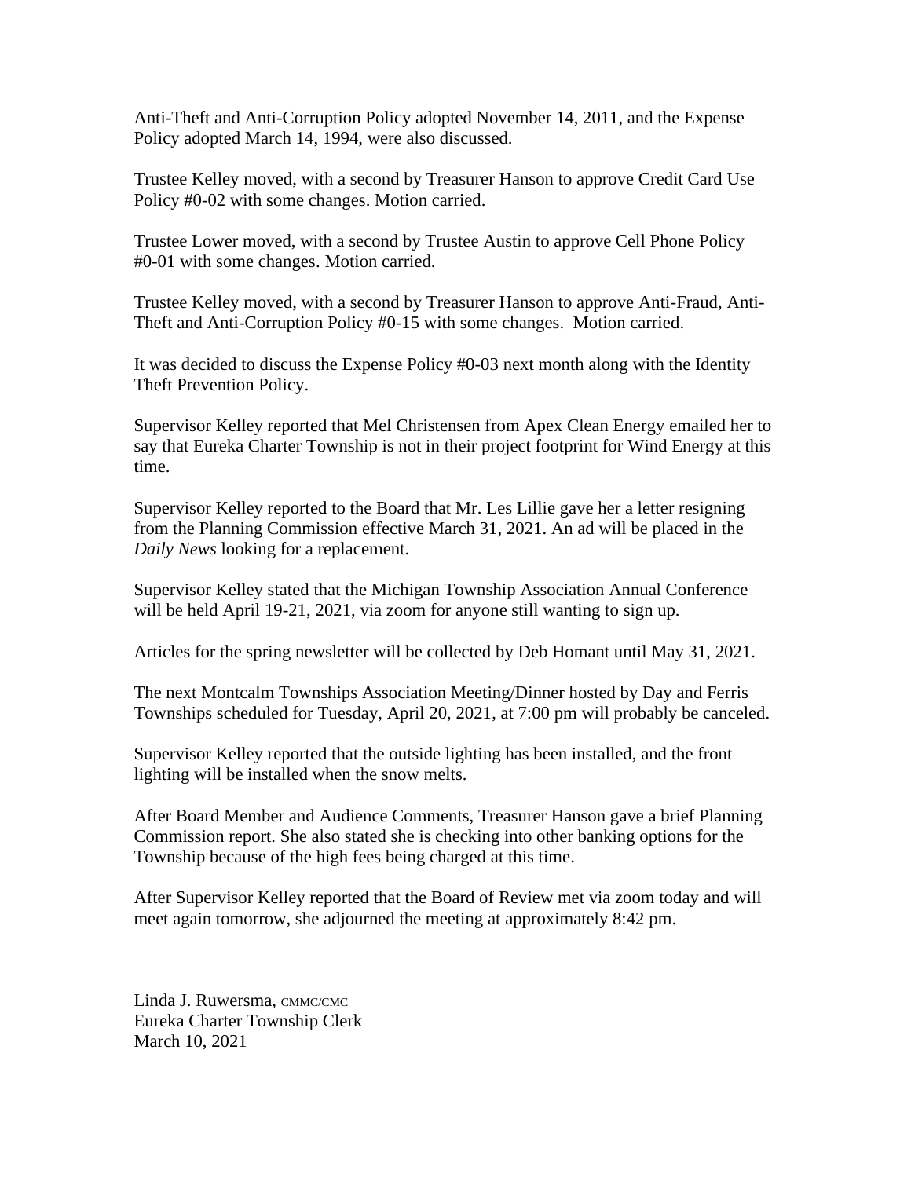Anti-Theft and Anti-Corruption Policy adopted November 14, 2011, and the Expense Policy adopted March 14, 1994, were also discussed.

Trustee Kelley moved, with a second by Treasurer Hanson to approve Credit Card Use Policy #0-02 with some changes. Motion carried.

Trustee Lower moved, with a second by Trustee Austin to approve Cell Phone Policy #0-01 with some changes. Motion carried.

Trustee Kelley moved, with a second by Treasurer Hanson to approve Anti-Fraud, Anti-Theft and Anti-Corruption Policy #0-15 with some changes. Motion carried.

It was decided to discuss the Expense Policy #0-03 next month along with the Identity Theft Prevention Policy.

Supervisor Kelley reported that Mel Christensen from Apex Clean Energy emailed her to say that Eureka Charter Township is not in their project footprint for Wind Energy at this time.

Supervisor Kelley reported to the Board that Mr. Les Lillie gave her a letter resigning from the Planning Commission effective March 31, 2021. An ad will be placed in the *Daily News* looking for a replacement.

Supervisor Kelley stated that the Michigan Township Association Annual Conference will be held April 19-21, 2021, via zoom for anyone still wanting to sign up.

Articles for the spring newsletter will be collected by Deb Homant until May 31, 2021.

The next Montcalm Townships Association Meeting/Dinner hosted by Day and Ferris Townships scheduled for Tuesday, April 20, 2021, at 7:00 pm will probably be canceled.

Supervisor Kelley reported that the outside lighting has been installed, and the front lighting will be installed when the snow melts.

After Board Member and Audience Comments, Treasurer Hanson gave a brief Planning Commission report. She also stated she is checking into other banking options for the Township because of the high fees being charged at this time.

After Supervisor Kelley reported that the Board of Review met via zoom today and will meet again tomorrow, she adjourned the meeting at approximately 8:42 pm.

Linda J. Ruwersma, CMMC/CMC
Eureka Charter Township Clerk
March 10, 2021